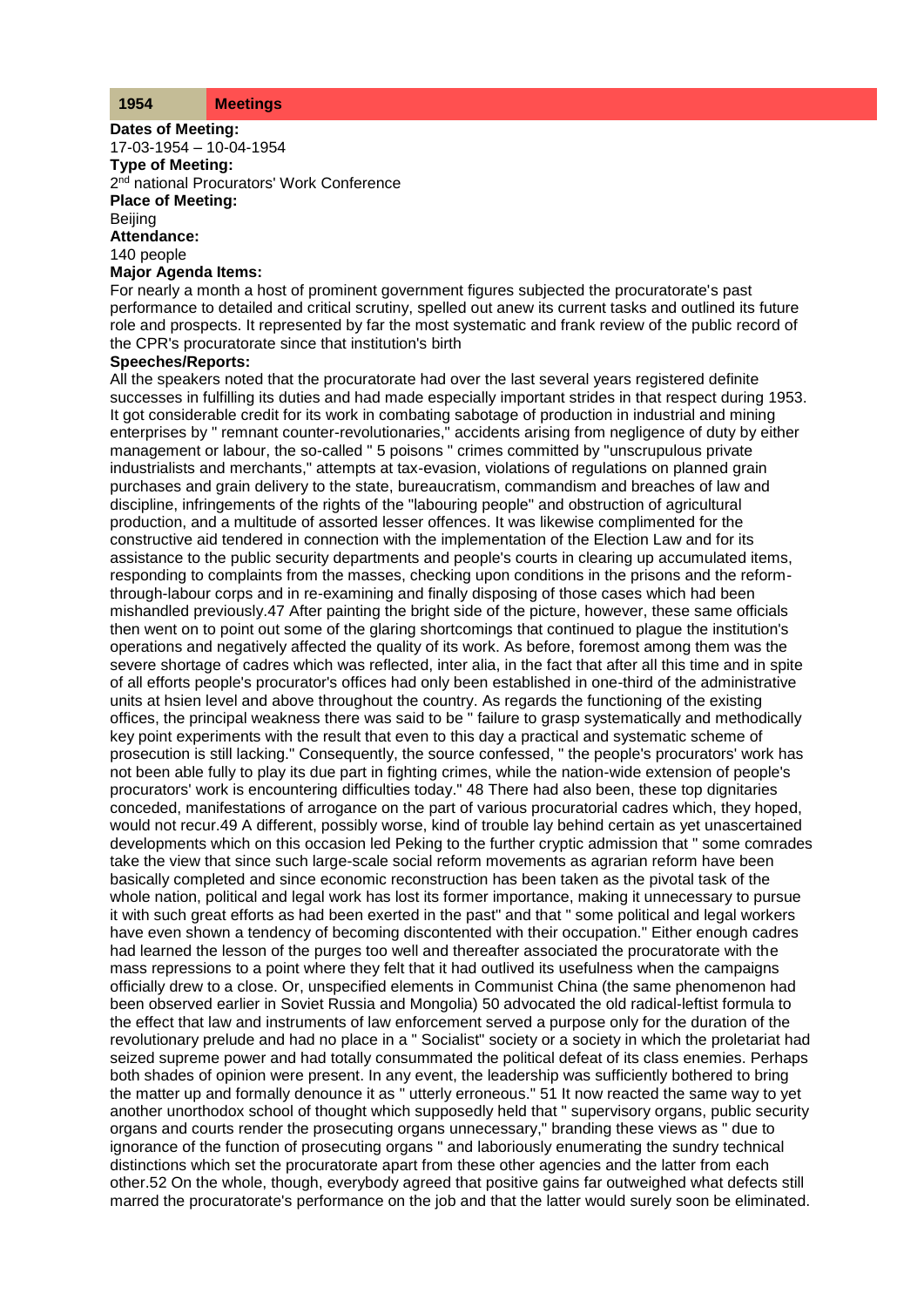| 1954 | Meetings |
|---|---|

**Dates of Meeting:**
17-03-1954 – 10-04-1954
**Type of Meeting:**
2nd national Procurators' Work Conference
**Place of Meeting:**
Beijing
**Attendance:**
140 people
**Major Agenda Items:**
For nearly a month a host of prominent government figures subjected the procuratorate's past performance to detailed and critical scrutiny, spelled out anew its current tasks and outlined its future role and prospects. It represented by far the most systematic and frank review of the public record of the CPR's procuratorate since that institution's birth
**Speeches/Reports:**
All the speakers noted that the procuratorate had over the last several years registered definite successes in fulfilling its duties and had made especially important strides in that respect during 1953. It got considerable credit for its work in combating sabotage of production in industrial and mining enterprises by " remnant counter-revolutionaries," accidents arising from negligence of duty by either management or labour, the so-called " 5 poisons " crimes committed by "unscrupulous private industrialists and merchants," attempts at tax-evasion, violations of regulations on planned grain purchases and grain delivery to the state, bureaucratism, commandism and breaches of law and discipline, infringements of the rights of the "labouring people" and obstruction of agricultural production, and a multitude of assorted lesser offences. It was likewise complimented for the constructive aid tendered in connection with the implementation of the Election Law and for its assistance to the public security departments and people's courts in clearing up accumulated items, responding to complaints from the masses, checking upon conditions in the prisons and the reform-through-labour corps and in re-examining and finally disposing of those cases which had been mishandled previously.47 After painting the bright side of the picture, however, these same officials then went on to point out some of the glaring shortcomings that continued to plague the institution's operations and negatively affected the quality of its work. As before, foremost among them was the severe shortage of cadres which was reflected, inter alia, in the fact that after all this time and in spite of all efforts people's procurator's offices had only been established in one-third of the administrative units at hsien level and above throughout the country. As regards the functioning of the existing offices, the principal weakness there was said to be " failure to grasp systematically and methodically key point experiments with the result that even to this day a practical and systematic scheme of prosecution is still lacking." Consequently, the source confessed, " the people's procurators' work has not been able fully to play its due part in fighting crimes, while the nation-wide extension of people's procurators' work is encountering difficulties today." 48 There had also been, these top dignitaries conceded, manifestations of arrogance on the part of various procuratorial cadres which, they hoped, would not recur.49 A different, possibly worse, kind of trouble lay behind certain as yet unascertained developments which on this occasion led Peking to the further cryptic admission that " some comrades take the view that since such large-scale social reform movements as agrarian reform have been basically completed and since economic reconstruction has been taken as the pivotal task of the whole nation, political and legal work has lost its former importance, making it unnecessary to pursue it with such great efforts as had been exerted in the past" and that " some political and legal workers have even shown a tendency of becoming discontented with their occupation." Either enough cadres had learned the lesson of the purges too well and thereafter associated the procuratorate with the mass repressions to a point where they felt that it had outlived its usefulness when the campaigns officially drew to a close. Or, unspecified elements in Communist China (the same phenomenon had been observed earlier in Soviet Russia and Mongolia) 50 advocated the old radical-leftist formula to the effect that law and instruments of law enforcement served a purpose only for the duration of the revolutionary prelude and had no place in a " Socialist" society or a society in which the proletariat had seized supreme power and had totally consummated the political defeat of its class enemies. Perhaps both shades of opinion were present. In any event, the leadership was sufficiently bothered to bring the matter up and formally denounce it as " utterly erroneous." 51 It now reacted the same way to yet another unorthodox school of thought which supposedly held that " supervisory organs, public security organs and courts render the prosecuting organs unnecessary," branding these views as " due to ignorance of the function of prosecuting organs " and laboriously enumerating the sundry technical distinctions which set the procuratorate apart from these other agencies and the latter from each other.52 On the whole, though, everybody agreed that positive gains far outweighed what defects still marred the procuratorate's performance on the job and that the latter would surely soon be eliminated.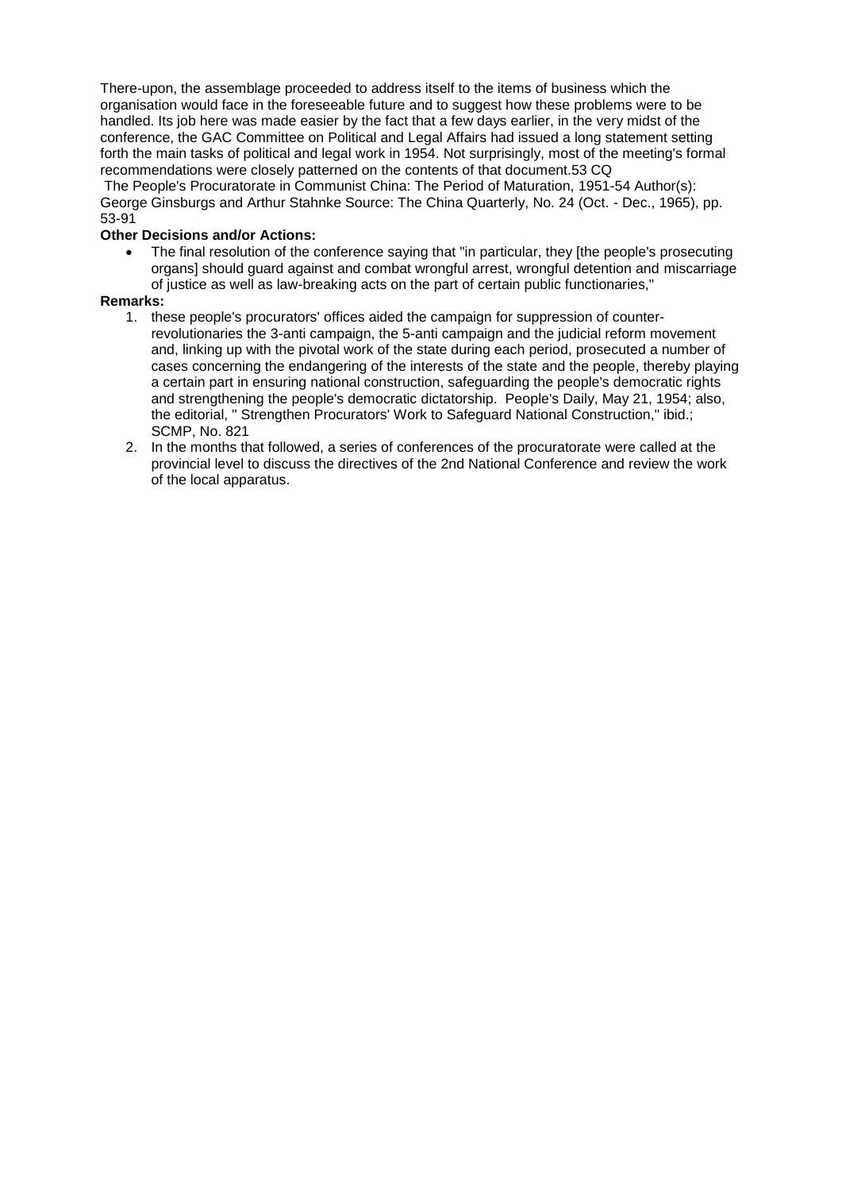There-upon, the assemblage proceeded to address itself to the items of business which the organisation would face in the foreseeable future and to suggest how these problems were to be handled. Its job here was made easier by the fact that a few days earlier, in the very midst of the conference, the GAC Committee on Political and Legal Affairs had issued a long statement setting forth the main tasks of political and legal work in 1954. Not surprisingly, most of the meeting's formal recommendations were closely patterned on the contents of that document.53 CQ

The People's Procuratorate in Communist China: The Period of Maturation, 1951-54 Author(s): George Ginsburgs and Arthur Stahnke Source: The China Quarterly, No. 24 (Oct. - Dec., 1965), pp. 53-91

**Other Decisions and/or Actions:**

- The final resolution of the conference saying that "in particular, they [the people's prosecuting organs] should guard against and combat wrongful arrest, wrongful detention and miscarriage of justice as well as law-breaking acts on the part of certain public functionaries,"

**Remarks:**

1. these people's procurators' offices aided the campaign for suppression of counter-revolutionaries the 3-anti campaign, the 5-anti campaign and the judicial reform movement and, linking up with the pivotal work of the state during each period, prosecuted a number of cases concerning the endangering of the interests of the state and the people, thereby playing a certain part in ensuring national construction, safeguarding the people's democratic rights and strengthening the people's democratic dictatorship. People's Daily, May 21, 1954; also, the editorial, " Strengthen Procurators' Work to Safeguard National Construction," ibid.; SCMP, No. 821
2. In the months that followed, a series of conferences of the procuratorate were called at the provincial level to discuss the directives of the 2nd National Conference and review the work of the local apparatus.